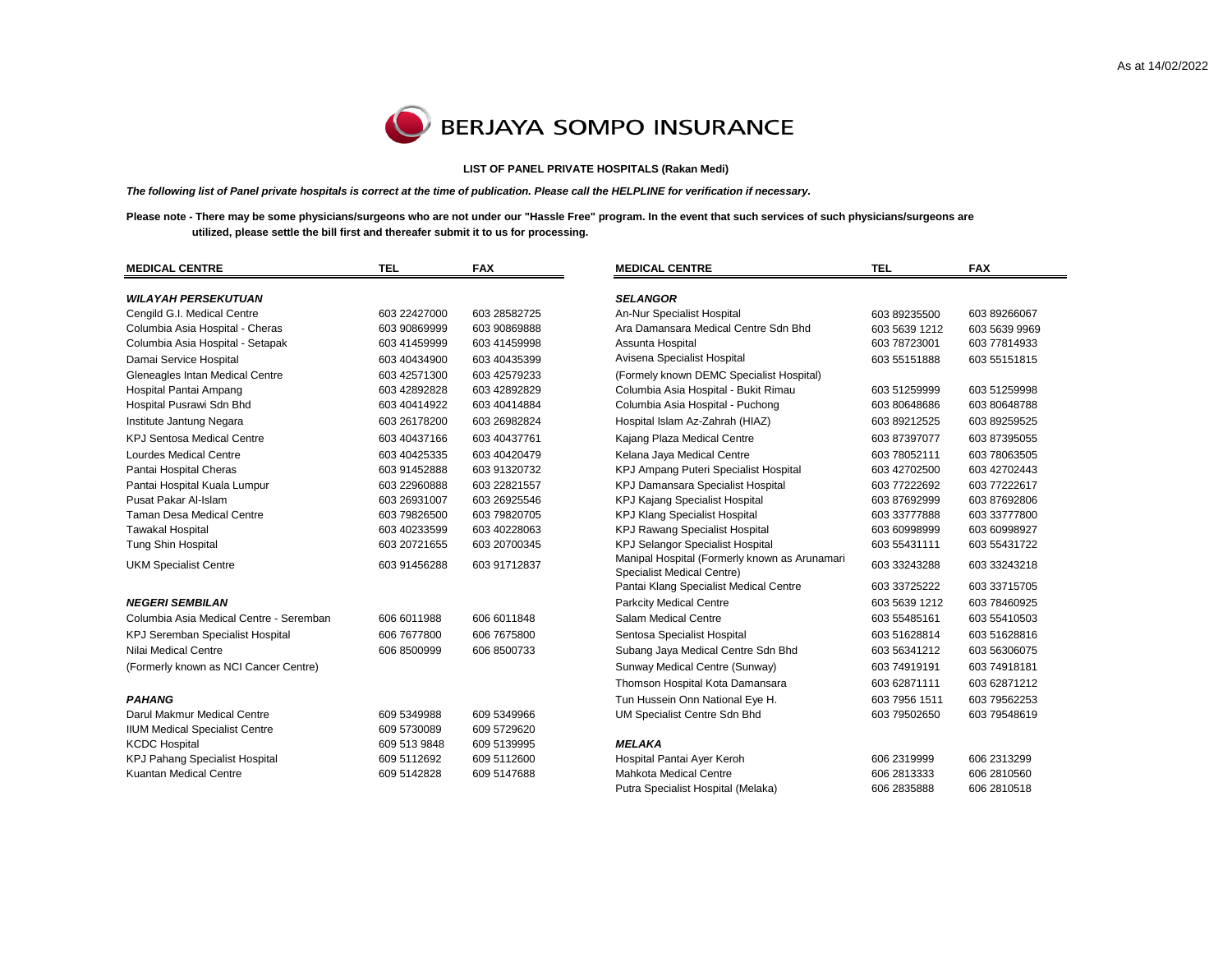As at 14/02/2022

# BERJAYA SOMPO INSURANCE

**LIST OF PANEL PRIVATE HOSPITALS (Rakan Medi)**

***The following list of Panel private hospitals is correct at the time of publication. Please call the HELPLINE for verification if necessary.***

**Please note - There may be some physicians/surgeons who are not under our "Hassle Free" program. In the event that such services of such physicians/surgeons are utilized, please settle the bill first and thereafer submit it to us for processing.**

| MEDICAL CENTRE | TEL | FAX |
|---|---|---|
| ***WILAYAH PERSEKUTUAN*** | | |
| Cengild G.I. Medical Centre | 603 22427000 | 603 28582725 |
| Columbia Asia Hospital - Cheras | 603 90869999 | 603 90869888 |
| Columbia Asia Hospital - Setapak | 603 41459999 | 603 41459998 |
| Damai Service Hospital | 603 40434900 | 603 40435399 |
| Gleneagles Intan Medical Centre | 603 42571300 | 603 42579233 |
| Hospital Pantai Ampang | 603 42892828 | 603 42892829 |
| Hospital Pusrawi Sdn Bhd | 603 40414922 | 603 40414884 |
| Institute Jantung Negara | 603 26178200 | 603 26982824 |
| KPJ Sentosa Medical Centre | 603 40437166 | 603 40437761 |
| Lourdes Medical Centre | 603 40425335 | 603 40420479 |
| Pantai Hospital Cheras | 603 91452888 | 603 91320732 |
| Pantai Hospital Kuala Lumpur | 603 22960888 | 603 22821557 |
| Pusat Pakar Al-Islam | 603 26931007 | 603 26925546 |
| Taman Desa Medical Centre | 603 79826500 | 603 79820705 |
| Tawakal Hospital | 603 40233599 | 603 40228063 |
| Tung Shin Hospital | 603 20721655 | 603 20700345 |
| UKM Specialist Centre | 603 91456288 | 603 91712837 |
| ***NEGERI SEMBILAN*** | | |
| Columbia Asia Medical Centre - Seremban | 606 6011988 | 606 6011848 |
| KPJ Seremban Specialist Hospital | 606 7677800 | 606 7675800 |
| Nilai Medical Centre | 606 8500999 | 606 8500733 |
| (Formerly known as NCI Cancer Centre) | | |
| ***PAHANG*** | | |
| Darul Makmur Medical Centre | 609 5349988 | 609 5349966 |
| IIUM Medical Specialist Centre | 609 5730089 | 609 5729620 |
| KCDC Hospital | 609 513 9848 | 609 5139995 |
| KPJ Pahang Specialist Hospital | 609 5112692 | 609 5112600 |
| Kuantan Medical Centre | 609 5142828 | 609 5147688 |
| ***SELANGOR*** | | |
| An-Nur Specialist Hospital | 603 89235500 | 603 89266067 |
| Ara Damansara Medical Centre Sdn Bhd | 603 5639 1212 | 603 5639 9969 |
| Assunta Hospital | 603 78723001 | 603 77814933 |
| Avisena Specialist Hospital | 603 55151888 | 603 55151815 |
| (Formely known DEMC Specialist Hospital) | | |
| Columbia Asia Hospital - Bukit Rimau | 603 51259999 | 603 51259998 |
| Columbia Asia Hospital - Puchong | 603 80648686 | 603 80648788 |
| Hospital Islam Az-Zahrah (HIAZ) | 603 89212525 | 603 89259525 |
| Kajang Plaza Medical Centre | 603 87397077 | 603 87395055 |
| Kelana Jaya Medical Centre | 603 78052111 | 603 78063505 |
| KPJ Ampang Puteri Specialist Hospital | 603 42702500 | 603 42702443 |
| KPJ Damansara Specialist Hospital | 603 77222692 | 603 77222617 |
| KPJ Kajang Specialist Hospital | 603 87692999 | 603 87692806 |
| KPJ Klang Specialist Hospital | 603 33777888 | 603 33777800 |
| KPJ Rawang Specialist Hospital | 603 60998999 | 603 60998927 |
| KPJ Selangor Specialist Hospital | 603 55431111 | 603 55431722 |
| Manipal Hospital (Formerly known as Arunamari Specialist Medical Centre) | 603 33243288 | 603 33243218 |
| Pantai Klang Specialist Medical Centre | 603 33725222 | 603 33715705 |
| Parkcity Medical Centre | 603 5639 1212 | 603 78460925 |
| Salam Medical Centre | 603 55485161 | 603 55410503 |
| Sentosa Specialist Hospital | 603 51628814 | 603 51628816 |
| Subang Jaya Medical Centre Sdn Bhd | 603 56341212 | 603 56306075 |
| Sunway Medical Centre (Sunway) | 603 74919191 | 603 74918181 |
| Thomson Hospital Kota Damansara | 603 62871111 | 603 62871212 |
| Tun Hussein Onn National Eye H. | 603 7956 1511 | 603 79562253 |
| UM Specialist Centre Sdn Bhd | 603 79502650 | 603 79548619 |
| ***MELAKA*** | | |
| Hospital Pantai Ayer Keroh | 606 2319999 | 606 2313299 |
| Mahkota Medical Centre | 606 2813333 | 606 2810560 |
| Putra Specialist Hospital (Melaka) | 606 2835888 | 606 2810518 |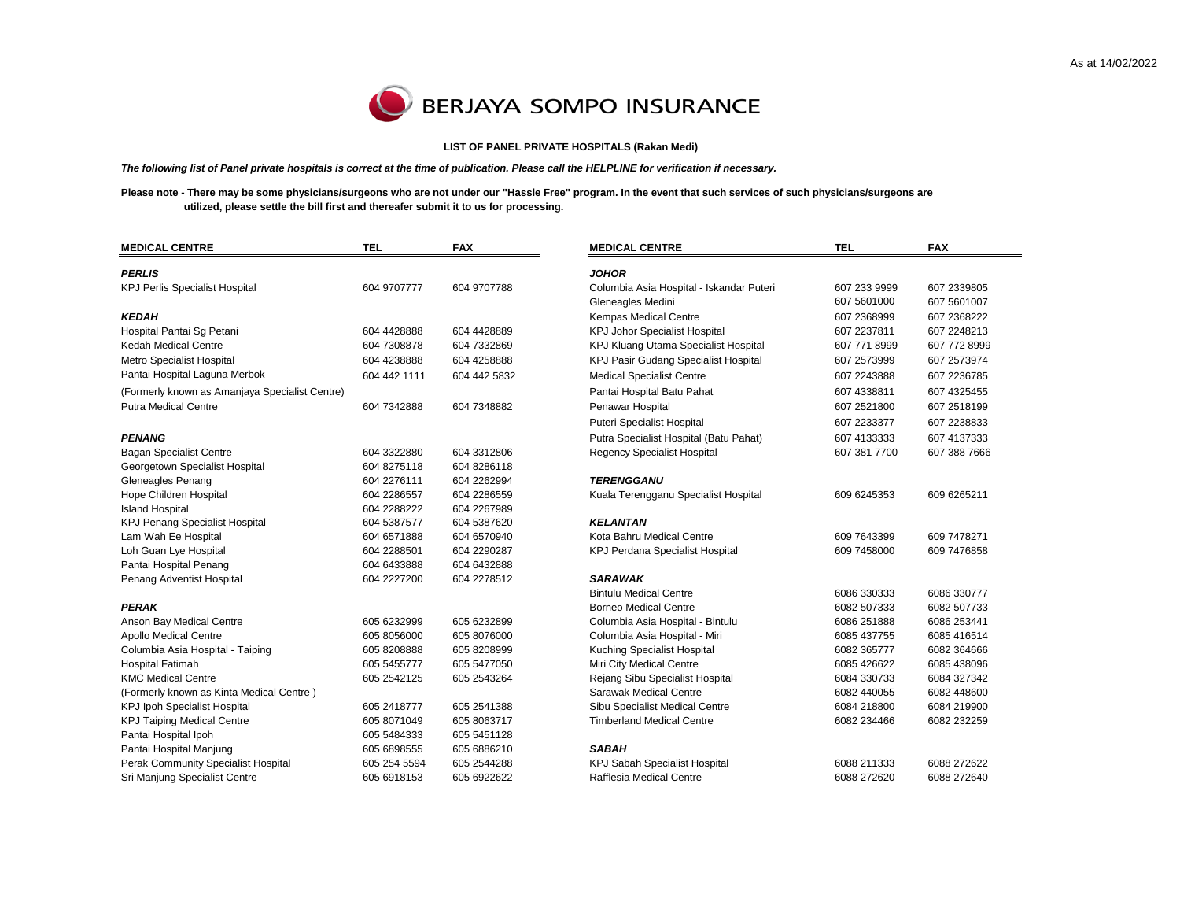As at 14/02/2022

BERJAYA SOMPO INSURANCE

**LIST OF PANEL PRIVATE HOSPITALS (Rakan Medi)**

***The following list of Panel private hospitals is correct at the time of publication. Please call the HELPLINE for verification if necessary.***

**Please note - There may be some physicians/surgeons who are not under our "Hassle Free" program. In the event that such services of such physicians/surgeons are utilized, please settle the bill first and thereafer submit it to us for processing.**

| MEDICAL CENTRE | TEL | FAX |
|---|---|---|
| ***PERLIS*** | | |
| KPJ Perlis Specialist Hospital | 604 9707777 | 604 9707788 |
| ***KEDAH*** | | |
| Hospital Pantai Sg Petani | 604 4428888 | 604 4428889 |
| Kedah Medical Centre | 604 7308878 | 604 7332869 |
| Metro Specialist Hospital | 604 4238888 | 604 4258888 |
| Pantai Hospital Laguna Merbok | 604 442 1111 | 604 442 5832 |
| (Formerly known as Amanjaya Specialist Centre) | | |
| Putra Medical Centre | 604 7342888 | 604 7348882 |
| ***PENANG*** | | |
| Bagan Specialist Centre | 604 3322880 | 604 3312806 |
| Georgetown Specialist Hospital | 604 8275118 | 604 8286118 |
| Gleneagles Penang | 604 2276111 | 604 2262994 |
| Hope Children Hospital | 604 2286557 | 604 2286559 |
| Island Hospital | 604 2288222 | 604 2267989 |
| KPJ Penang Specialist Hospital | 604 5387577 | 604 5387620 |
| Lam Wah Ee Hospital | 604 6571888 | 604 6570940 |
| Loh Guan Lye Hospital | 604 2288501 | 604 2290287 |
| Pantai Hospital Penang | 604 6433888 | 604 6432888 |
| Penang Adventist Hospital | 604 2227200 | 604 2278512 |
| ***PERAK*** | | |
| Anson Bay Medical Centre | 605 6232999 | 605 6232899 |
| Apollo Medical Centre | 605 8056000 | 605 8076000 |
| Columbia Asia Hospital - Taiping | 605 8208888 | 605 8208999 |
| Hospital Fatimah | 605 5455777 | 605 5477050 |
| KMC Medical Centre | 605 2542125 | 605 2543264 |
| (Formerly known as Kinta Medical Centre ) | | |
| KPJ Ipoh Specialist Hospital | 605 2418777 | 605 2541388 |
| KPJ Taiping Medical Centre | 605 8071049 | 605 8063717 |
| Pantai Hospital Ipoh | 605 5484333 | 605 5451128 |
| Pantai Hospital Manjung | 605 6898555 | 605 6886210 |
| Perak Community Specialist Hospital | 605 254 5594 | 605 2544288 |
| Sri Manjung Specialist Centre | 605 6918153 | 605 6922622 |
| ***JOHOR*** | | |
| Columbia Asia Hospital - Iskandar Puteri | 607 233 9999 | 607 2339805 |
| Gleneagles Medini | 607 5601000 | 607 5601007 |
| Kempas Medical Centre | 607 2368999 | 607 2368222 |
| KPJ Johor Specialist Hospital | 607 2237811 | 607 2248213 |
| KPJ Kluang Utama Specialist Hospital | 607 771 8999 | 607 772 8999 |
| KPJ Pasir Gudang Specialist Hospital | 607 2573999 | 607 2573974 |
| Medical Specialist Centre | 607 2243888 | 607 2236785 |
| Pantai Hospital Batu Pahat | 607 4338811 | 607 4325455 |
| Penawar Hospital | 607 2521800 | 607 2518199 |
| Puteri Specialist Hospital | 607 2233377 | 607 2238833 |
| Putra Specialist Hospital (Batu Pahat) | 607 4133333 | 607 4137333 |
| Regency Specialist Hospital | 607 381 7700 | 607 388 7666 |
| ***TERENGGANU*** | | |
| Kuala Terengganu Specialist Hospital | 609 6245353 | 609 6265211 |
| ***KELANTAN*** | | |
| Kota Bahru Medical Centre | 609 7643399 | 609 7478271 |
| KPJ Perdana Specialist Hospital | 609 7458000 | 609 7476858 |
| ***SARAWAK*** | | |
| Bintulu Medical Centre | 6086 330333 | 6086 330777 |
| Borneo Medical Centre | 6082 507333 | 6082 507733 |
| Columbia Asia Hospital - Bintulu | 6086 251888 | 6086 253441 |
| Columbia Asia Hospital - Miri | 6085 437755 | 6085 416514 |
| Kuching Specialist Hospital | 6082 365777 | 6082 364666 |
| Miri City Medical Centre | 6085 426622 | 6085 438096 |
| Rejang Sibu Specialist Hospital | 6084 330733 | 6084 327342 |
| Sarawak Medical Centre | 6082 440055 | 6082 448600 |
| Sibu Specialist Medical Centre | 6084 218800 | 6084 219900 |
| Timberland Medical Centre | 6082 234466 | 6082 232259 |
| ***SABAH*** | | |
| KPJ Sabah Specialist Hospital | 6088 211333 | 6088 272622 |
| Rafflesia Medical Centre | 6088 272620 | 6088 272640 |